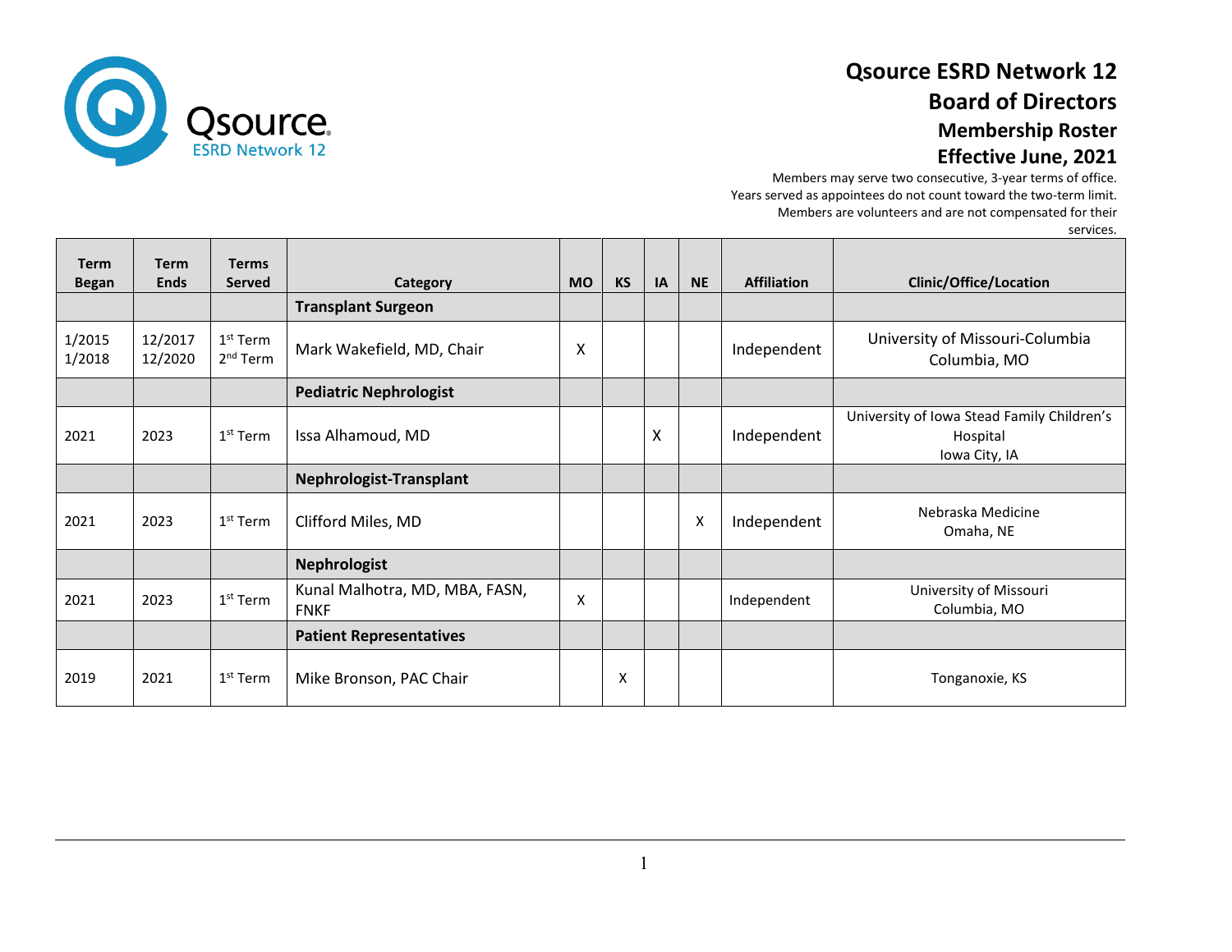# Qsource ESRD Network 12

## Board of Directors

### Membership Roster

### Effective June, 2021

Members may serve two consecutive, 3-year terms of office.
Years served as appointees do not count toward the two-term limit.
Members are volunteers and are not compensated for their services.

| Term Began | Term Ends | Terms Served | Category | MO | KS | IA | NE | Affiliation | Clinic/Office/Location |
|---|---|---|---|---|---|---|---|---|---|
| | | | **Transplant Surgeon** | | | | | | |
| 1/2015<br>1/2018 | 12/2017<br>12/2020 | 1st Term<br>2nd Term | Mark Wakefield, MD, Chair | X | | | | Independent | University of Missouri-Columbia<br>Columbia, MO |
| | | | **Pediatric Nephrologist** | | | | | | |
| 2021 | 2023 | 1st Term | Issa Alhamoud, MD | | | X | | Independent | University of Iowa Stead Family Children's Hospital<br>Iowa City, IA |
| | | | **Nephrologist-Transplant** | | | | | | |
| 2021 | 2023 | 1st Term | Clifford Miles, MD | | | | X | Independent | Nebraska Medicine<br>Omaha, NE |
| | | | **Nephrologist** | | | | | | |
| 2021 | 2023 | 1st Term | Kunal Malhotra, MD, MBA, FASN, FNKF | X | | | | Independent | University of Missouri<br>Columbia, MO |
| | | | **Patient Representatives** | | | | | | |
| 2019 | 2021 | 1st Term | Mike Bronson, PAC Chair | | X | | | | Tonganoxie, KS |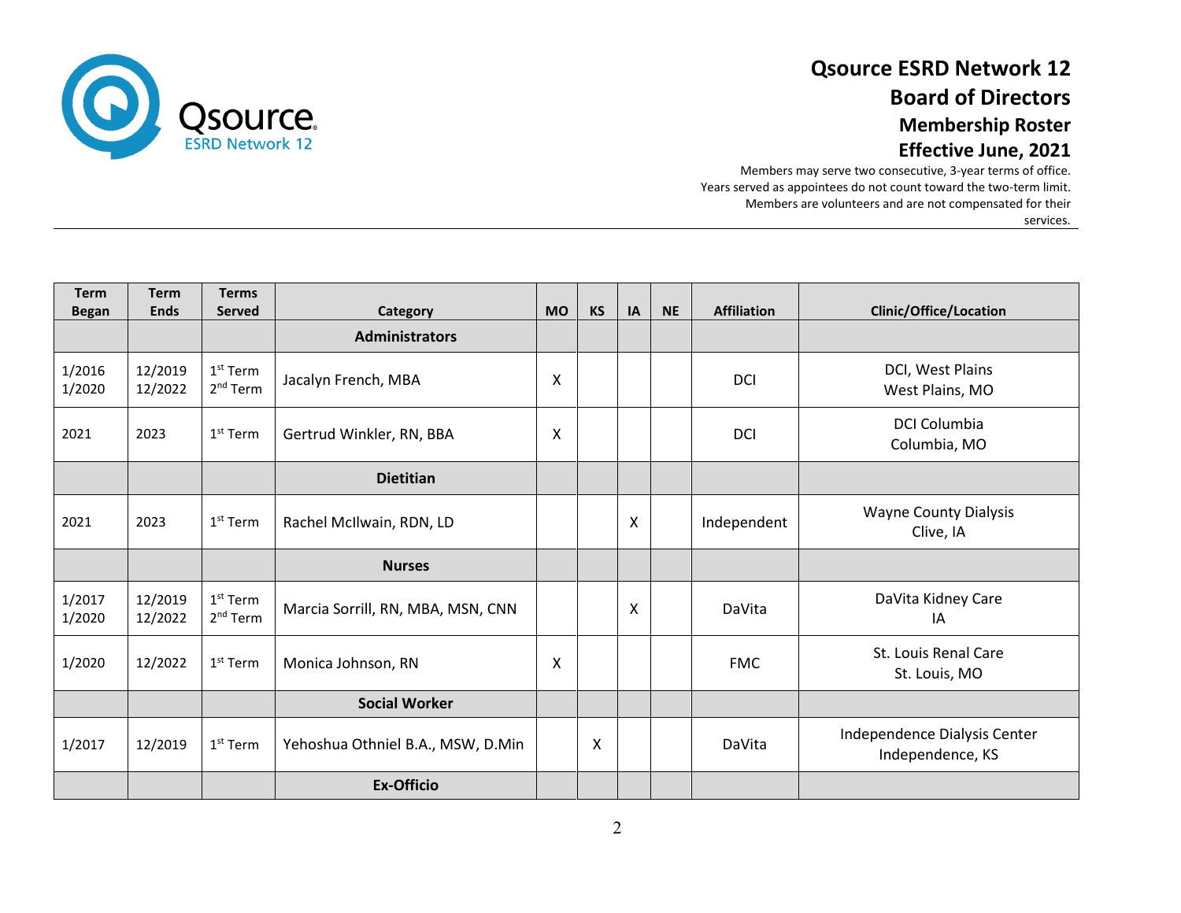# Qsource ESRD Network 12
## Board of Directors
### Membership Roster
### Effective June, 2021

Members may serve two consecutive, 3-year terms of office.
Years served as appointees do not count toward the two-term limit.
Members are volunteers and are not compensated for their services.

| Term Began | Term Ends | Terms Served | Category | MO | KS | IA | NE | Affiliation | Clinic/Office/Location |
|---|---|---|---|---|---|---|---|---|---|
| | | | **Administrators** | | | | | | |
| 1/2016<br>1/2020 | 12/2019<br>12/2022 | 1st Term<br>2nd Term | Jacalyn French, MBA | X | | | | DCI | DCI, West Plains<br>West Plains, MO |
| 2021 | 2023 | 1st Term | Gertrud Winkler, RN, BBA | X | | | | DCI | DCI Columbia<br>Columbia, MO |
| | | | **Dietitian** | | | | | | |
| 2021 | 2023 | 1st Term | Rachel McIlwain, RDN, LD | | | X | | Independent | Wayne County Dialysis<br>Clive, IA |
| | | | **Nurses** | | | | | | |
| 1/2017<br>1/2020 | 12/2019<br>12/2022 | 1st Term<br>2nd Term | Marcia Sorrill, RN, MBA, MSN, CNN | | | X | | DaVita | DaVita Kidney Care<br>IA |
| 1/2020 | 12/2022 | 1st Term | Monica Johnson, RN | X | | | | FMC | St. Louis Renal Care<br>St. Louis, MO |
| | | | **Social Worker** | | | | | | |
| 1/2017 | 12/2019 | 1st Term | Yehoshua Othniel B.A., MSW, D.Min | | X | | | DaVita | Independence Dialysis Center<br>Independence, KS |
| | | | **Ex-Officio** | | | | | | |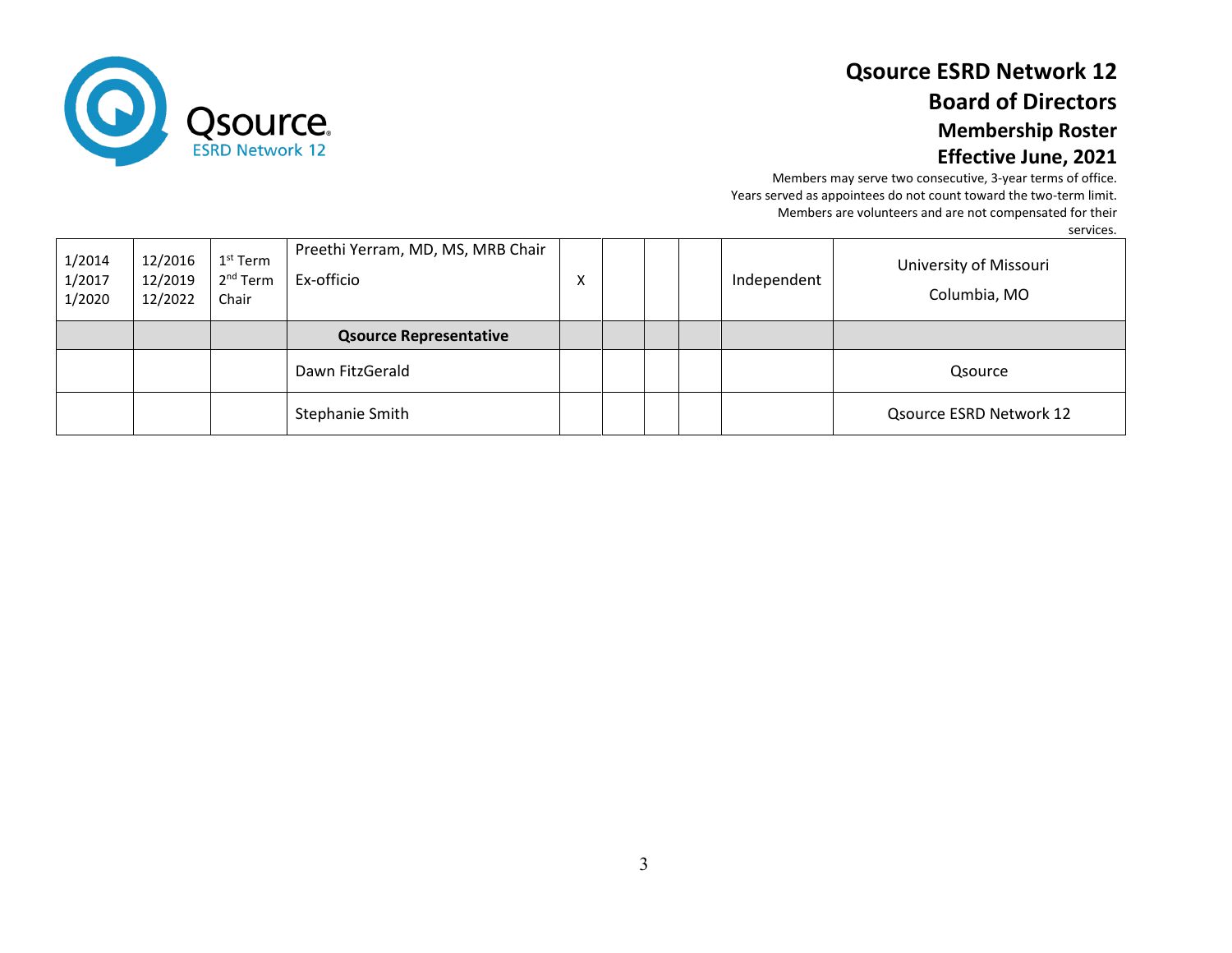# Qsource ESRD Network 12

## Board of Directors

### Membership Roster

### Effective June, 2021

Members may serve two consecutive, 3-year terms of office.
Years served as appointees do not count toward the two-term limit.
Members are volunteers and are not compensated for their services.

| | | | | | | | | | |
|---|---|---|---|---|---|---|---|---|---|
| 1/2014<br>1/2017<br>1/2020 | 12/2016<br>12/2019<br>12/2022 | 1st Term<br>2nd Term<br>Chair | Preethi Yerram, MD, MS, MRB Chair<br>Ex-officio | X | | | | Independent | University of Missouri<br>Columbia, MO |
| | | | **Qsource Representative** | | | | | | |
| | | | Dawn FitzGerald | | | | | | Qsource |
| | | | Stephanie Smith | | | | | | Qsource ESRD Network 12 |